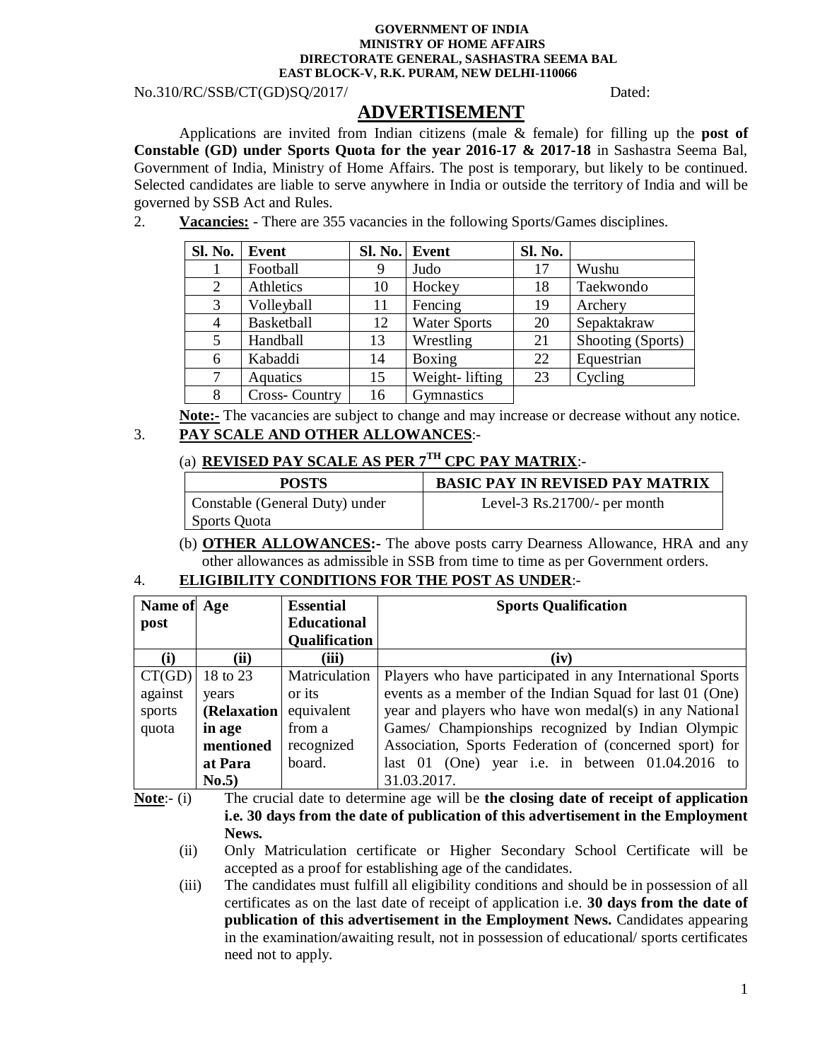**GOVERNMENT OF INDIA**
**MINISTRY OF HOME AFFAIRS**
**DIRECTORATE GENERAL, SASHASTRA SEEMA BAL**
**EAST BLOCK-V, R.K. PURAM, NEW DELHI-110066**

No.310/RC/SSB/CT(GD)SQ/2017/ Dated:

# ADVERTISEMENT

Applications are invited from Indian citizens (male & female) for filling up the **post of Constable (GD) under Sports Quota for the year 2016-17 & 2017-18** in Sashastra Seema Bal, Government of India, Ministry of Home Affairs. The post is temporary, but likely to be continued. Selected candidates are liable to serve anywhere in India or outside the territory of India and will be governed by SSB Act and Rules.

2. **Vacancies:** - There are 355 vacancies in the following Sports/Games disciplines.

| Sl. No. | Event | Sl. No. | Event | Sl. No. | |
|---|---|---|---|---|---|
| 1 | Football | 9 | Judo | 17 | Wushu |
| 2 | Athletics | 10 | Hockey | 18 | Taekwondo |
| 3 | Volleyball | 11 | Fencing | 19 | Archery |
| 4 | Basketball | 12 | Water Sports | 20 | Sepaktakraw |
| 5 | Handball | 13 | Wrestling | 21 | Shooting (Sports) |
| 6 | Kabaddi | 14 | Boxing | 22 | Equestrian |
| 7 | Aquatics | 15 | Weight- lifting | 23 | Cycling |
| 8 | Cross- Country | 16 | Gymnastics | | |

**Note:-** The vacancies are subject to change and may increase or decrease without any notice.

3. **PAY SCALE AND OTHER ALLOWANCES**:-

(a) **REVISED PAY SCALE AS PER 7TH CPC PAY MATRIX**:-

| POSTS | BASIC PAY IN REVISED PAY MATRIX |
|---|---|
| Constable (General Duty) under Sports Quota | Level-3 Rs.21700/- per month |

(b) **OTHER ALLOWANCES:-** The above posts carry Dearness Allowance, HRA and any other allowances as admissible in SSB from time to time as per Government orders.

4. **ELIGIBILITY CONDITIONS FOR THE POST AS UNDER**:-

| Name of post | Age | Essential Educational Qualification | Sports Qualification |
|---|---|---|---|
| **(i)** | **(ii)** | **(iii)** | **(iv)** |
| CT(GD) against sports quota | 18 to 23 years **(Relaxation in age mentioned at Para No.5)** | Matriculation or its equivalent from a recognized board. | Players who have participated in any International Sports events as a member of the Indian Squad for last 01 (One) year and players who have won medal(s) in any National Games/ Championships recognized by Indian Olympic Association, Sports Federation of (concerned sport) for last 01 (One) year i.e. in between 01.04.2016 to 31.03.2017. |

**Note**:- (i) The crucial date to determine age will be **the closing date of receipt of application i.e. 30 days from the date of publication of this advertisement in the Employment News.**

(ii) Only Matriculation certificate or Higher Secondary School Certificate will be accepted as a proof for establishing age of the candidates.

(iii) The candidates must fulfill all eligibility conditions and should be in possession of all certificates as on the last date of receipt of application i.e. **30 days from the date of publication of this advertisement in the Employment News.** Candidates appearing in the examination/awaiting result, not in possession of educational/ sports certificates need not to apply.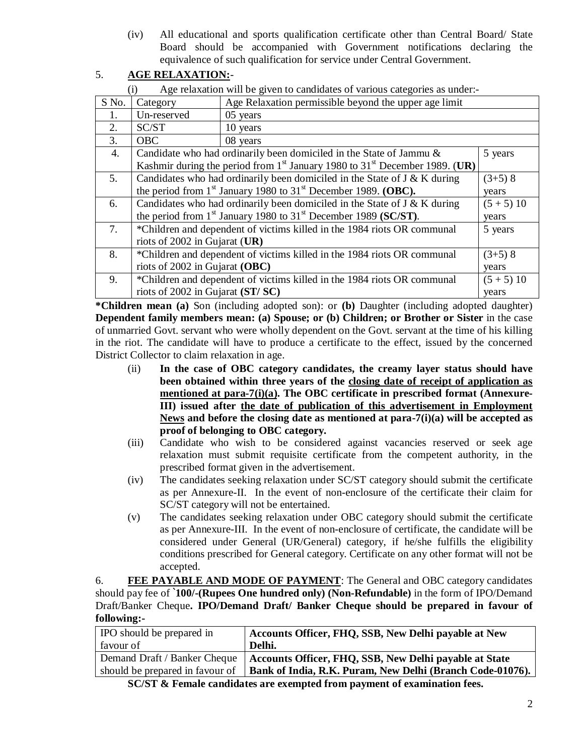(iv) All educational and sports qualification certificate other than Central Board/ State Board should be accompanied with Government notifications declaring the equivalence of such qualification for service under Central Government.

5. **AGE RELAXATION:-**

(i) Age relaxation will be given to candidates of various categories as under:-

| S No. | Category | Age Relaxation permissible beyond the upper age limit | |
|---|---|---|---|
| 1. | Un-reserved | 05 years | |
| 2. | SC/ST | 10 years | |
| 3. | OBC | 08 years | |
| 4. | Candidate who had ordinarily been domiciled in the State of Jammu & Kashmir during the period from 1st January 1980 to 31st December 1989. (**UR**) | | 5 years |
| 5. | Candidates who had ordinarily been domiciled in the State of J & K during the period from 1st January 1980 to 31st December 1989. **(OBC).** | | (3+5) 8 years |
| 6. | Candidates who had ordinarily been domiciled in the State of J & K during the period from 1st January 1980 to 31st December 1989 **(SC/ST)**. | | (5 + 5) 10 years |
| 7. | *Children and dependent of victims killed in the 1984 riots OR communal riots of 2002 in Gujarat (**UR**) | | 5 years |
| 8. | *Children and dependent of victims killed in the 1984 riots OR communal riots of 2002 in Gujarat **(OBC)** | | (3+5) 8 years |
| 9. | *Children and dependent of victims killed in the 1984 riots OR communal riots of 2002 in Gujarat **(ST/ SC)** | | (5 + 5) 10 years |

***Children mean (a)** Son (including adopted son): or **(b)** Daughter (including adopted daughter) **Dependent family members mean: (a) Spouse; or (b) Children; or Brother or Sister** in the case of unmarried Govt. servant who were wholly dependent on the Govt. servant at the time of his killing in the riot. The candidate will have to produce a certificate to the effect, issued by the concerned District Collector to claim relaxation in age.

(ii) **In the case of OBC category candidates, the creamy layer status should have been obtained within three years of the closing date of receipt of application as mentioned at para-7(i)(a). The OBC certificate in prescribed format (Annexure-III) issued after the date of publication of this advertisement in Employment News and before the closing date as mentioned at para-7(i)(a) will be accepted as proof of belonging to OBC category.**

(iii) Candidate who wish to be considered against vacancies reserved or seek age relaxation must submit requisite certificate from the competent authority, in the prescribed format given in the advertisement.

(iv) The candidates seeking relaxation under SC/ST category should submit the certificate as per Annexure-II. In the event of non-enclosure of the certificate their claim for SC/ST category will not be entertained.

(v) The candidates seeking relaxation under OBC category should submit the certificate as per Annexure-III. In the event of non-enclosure of certificate, the candidate will be considered under General (UR/General) category, if he/she fulfills the eligibility conditions prescribed for General category. Certificate on any other format will not be accepted.

6. **FEE PAYABLE AND MODE OF PAYMENT**: The General and OBC category candidates should pay fee of **`100/-(Rupees One hundred only) (Non-Refundable)** in the form of IPO/Demand Draft/Banker Cheque**. IPO/Demand Draft/ Banker Cheque should be prepared in favour of following:-**

| | |
|---|---|
| IPO should be prepared in favour of | **Accounts Officer, FHQ, SSB, New Delhi payable at New Delhi.** |
| Demand Draft / Banker Cheque should be prepared in favour of | **Accounts Officer, FHQ, SSB, New Delhi payable at State Bank of India, R.K. Puram, New Delhi (Branch Code-01076).** |

**SC/ST & Female candidates are exempted from payment of examination fees.**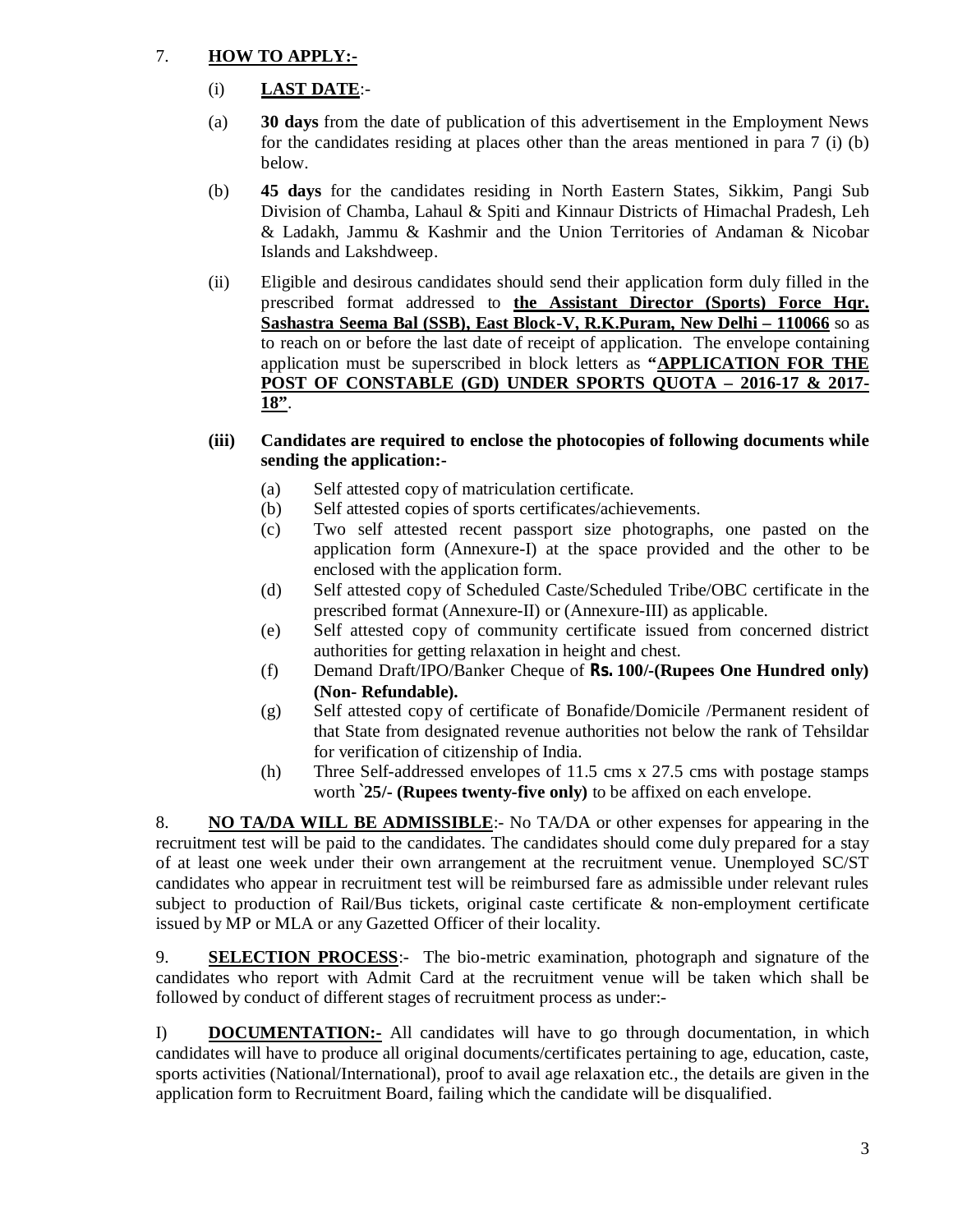7. **<u>HOW TO APPLY:-</u>**

(i) **<u>LAST DATE</u>**:-

(a) **30 days** from the date of publication of this advertisement in the Employment News for the candidates residing at places other than the areas mentioned in para 7 (i) (b) below.

(b) **45 days** for the candidates residing in North Eastern States, Sikkim, Pangi Sub Division of Chamba, Lahaul & Spiti and Kinnaur Districts of Himachal Pradesh, Leh & Ladakh, Jammu & Kashmir and the Union Territories of Andaman & Nicobar Islands and Lakshdweep.

(ii) Eligible and desirous candidates should send their application form duly filled in the prescribed format addressed to **<u>the Assistant Director (Sports) Force Hqr. Sashastra Seema Bal (SSB), East Block-V, R.K.Puram, New Delhi – 110066</u>** so as to reach on or before the last date of receipt of application. The envelope containing application must be superscribed in block letters as **"<u>APPLICATION FOR THE POST OF CONSTABLE (GD) UNDER SPORTS QUOTA – 2016-17 & 2017-18</u>"**.

**(iii) Candidates are required to enclose the photocopies of following documents while sending the application:-**

(a) Self attested copy of matriculation certificate.
(b) Self attested copies of sports certificates/achievements.
(c) Two self attested recent passport size photographs, one pasted on the application form (Annexure-I) at the space provided and the other to be enclosed with the application form.
(d) Self attested copy of Scheduled Caste/Scheduled Tribe/OBC certificate in the prescribed format (Annexure-II) or (Annexure-III) as applicable.
(e) Self attested copy of community certificate issued from concerned district authorities for getting relaxation in height and chest.
(f) Demand Draft/IPO/Banker Cheque of **Rs. 100/-(Rupees One Hundred only) (Non- Refundable).**
(g) Self attested copy of certificate of Bonafide/Domicile /Permanent resident of that State from designated revenue authorities not below the rank of Tehsildar for verification of citizenship of India.
(h) Three Self-addressed envelopes of 11.5 cms x 27.5 cms with postage stamps worth **`25/- (Rupees twenty-five only)** to be affixed on each envelope.

8. **<u>NO TA/DA WILL BE ADMISSIBLE</u>**:- No TA/DA or other expenses for appearing in the recruitment test will be paid to the candidates. The candidates should come duly prepared for a stay of at least one week under their own arrangement at the recruitment venue. Unemployed SC/ST candidates who appear in recruitment test will be reimbursed fare as admissible under relevant rules subject to production of Rail/Bus tickets, original caste certificate & non-employment certificate issued by MP or MLA or any Gazetted Officer of their locality.

9. **<u>SELECTION PROCESS</u>**:- The bio-metric examination, photograph and signature of the candidates who report with Admit Card at the recruitment venue will be taken which shall be followed by conduct of different stages of recruitment process as under:-

I) **<u>DOCUMENTATION:-</u>** All candidates will have to go through documentation, in which candidates will have to produce all original documents/certificates pertaining to age, education, caste, sports activities (National/International), proof to avail age relaxation etc., the details are given in the application form to Recruitment Board, failing which the candidate will be disqualified.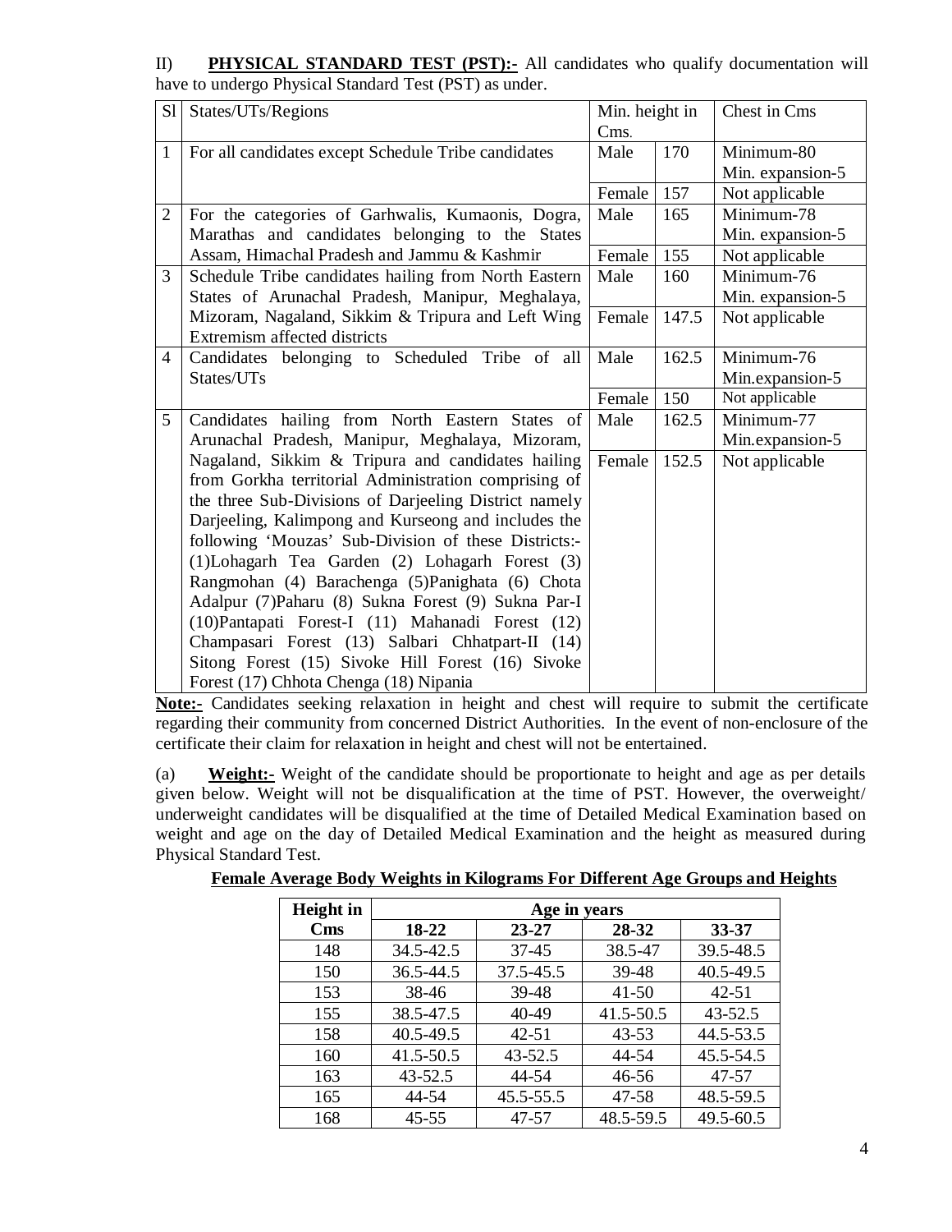II) **PHYSICAL STANDARD TEST (PST):-** All candidates who qualify documentation will have to undergo Physical Standard Test (PST) as under.

| Sl | States/UTs/Regions | Min. height in Cms. | | Chest in Cms |
|---|---|---|---|---|
| 1 | For all candidates except Schedule Tribe candidates | Male | 170 | Minimum-80 Min. expansion-5 |
| | | Female | 157 | Not applicable |
| 2 | For the categories of Garhwalis, Kumaonis, Dogra, Marathas and candidates belonging to the States Assam, Himachal Pradesh and Jammu & Kashmir | Male | 165 | Minimum-78 Min. expansion-5 |
| | | Female | 155 | Not applicable |
| 3 | Schedule Tribe candidates hailing from North Eastern States of Arunachal Pradesh, Manipur, Meghalaya, Mizoram, Nagaland, Sikkim & Tripura and Left Wing Extremism affected districts | Male | 160 | Minimum-76 Min. expansion-5 |
| | | Female | 147.5 | Not applicable |
| 4 | Candidates belonging to Scheduled Tribe of all States/UTs | Male | 162.5 | Minimum-76 Min.expansion-5 |
| | | Female | 150 | Not applicable |
| 5 | Candidates hailing from North Eastern States of Arunachal Pradesh, Manipur, Meghalaya, Mizoram, Nagaland, Sikkim & Tripura and candidates hailing from Gorkha territorial Administration comprising of the three Sub-Divisions of Darjeeling District namely Darjeeling, Kalimpong and Kurseong and includes the following 'Mouzas' Sub-Division of these Districts:- (1)Lohagarh Tea Garden (2) Lohagarh Forest (3) Rangmohan (4) Barachenga (5)Panighata (6) Chota Adalpur (7)Paharu (8) Sukna Forest (9) Sukna Par-I (10)Pantapati Forest-I (11) Mahanadi Forest (12) Champasari Forest (13) Salbari Chhatpart-II (14) Sitong Forest (15) Sivoke Hill Forest (16) Sivoke Forest (17) Chhota Chenga (18) Nipania | Male | 162.5 | Minimum-77 Min.expansion-5 |
| | | Female | 152.5 | Not applicable |

**Note:-** Candidates seeking relaxation in height and chest will require to submit the certificate regarding their community from concerned District Authorities. In the event of non-enclosure of the certificate their claim for relaxation in height and chest will not be entertained.

(a) **Weight:-** Weight of the candidate should be proportionate to height and age as per details given below. Weight will not be disqualification at the time of PST. However, the overweight/ underweight candidates will be disqualified at the time of Detailed Medical Examination based on weight and age on the day of Detailed Medical Examination and the height as measured during Physical Standard Test.

**Female Average Body Weights in Kilograms For Different Age Groups and Heights**

| Height in Cms | Age in years | | | |
|---|---|---|---|---|
| | **18-22** | **23-27** | **28-32** | **33-37** |
| 148 | 34.5-42.5 | 37-45 | 38.5-47 | 39.5-48.5 |
| 150 | 36.5-44.5 | 37.5-45.5 | 39-48 | 40.5-49.5 |
| 153 | 38-46 | 39-48 | 41-50 | 42-51 |
| 155 | 38.5-47.5 | 40-49 | 41.5-50.5 | 43-52.5 |
| 158 | 40.5-49.5 | 42-51 | 43-53 | 44.5-53.5 |
| 160 | 41.5-50.5 | 43-52.5 | 44-54 | 45.5-54.5 |
| 163 | 43-52.5 | 44-54 | 46-56 | 47-57 |
| 165 | 44-54 | 45.5-55.5 | 47-58 | 48.5-59.5 |
| 168 | 45-55 | 47-57 | 48.5-59.5 | 49.5-60.5 |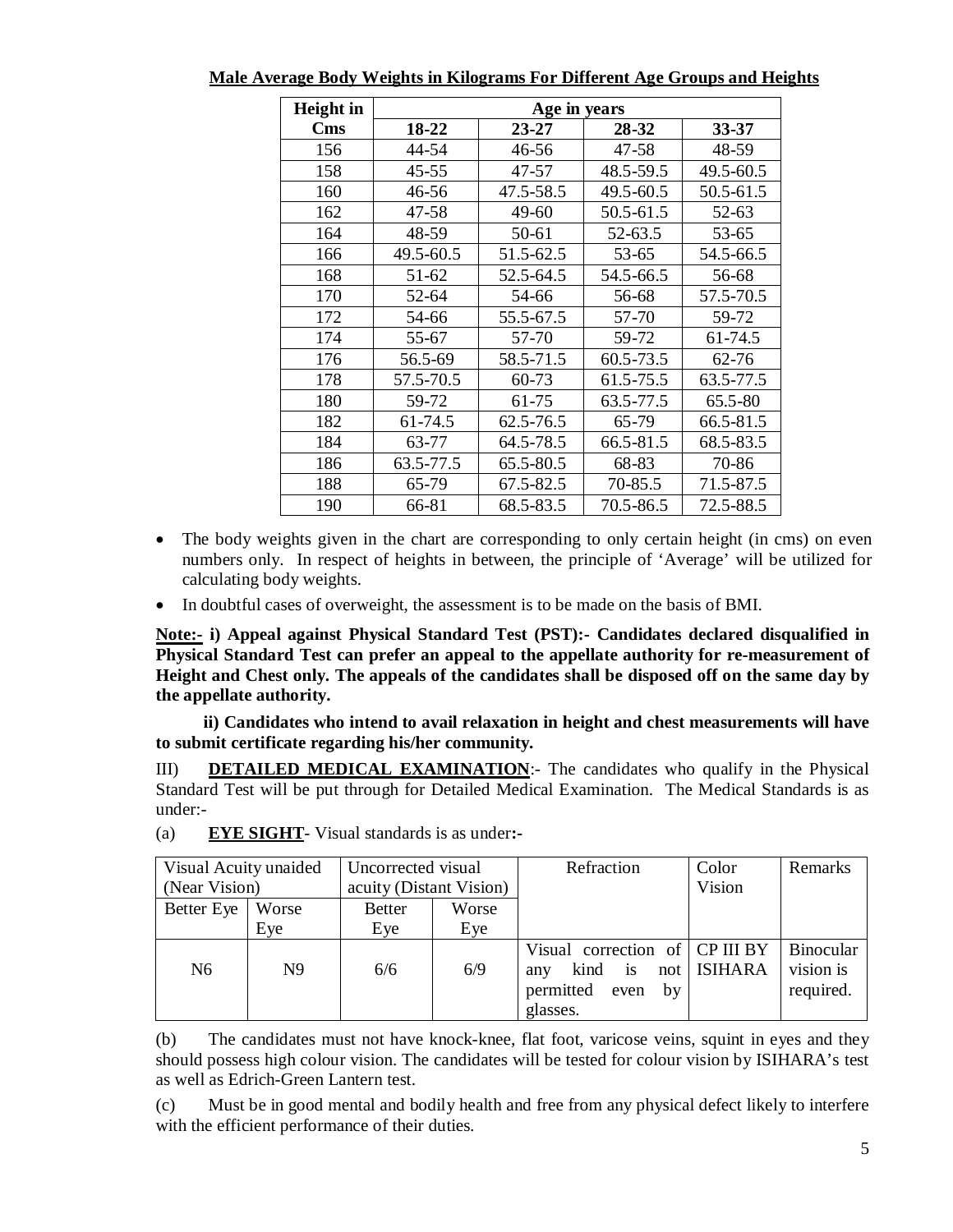**Male Average Body Weights in Kilograms For Different Age Groups and Heights**

| Height in Cms | Age in years | | | |
|---|---|---|---|---|
| | **18-22** | **23-27** | **28-32** | **33-37** |
| 156 | 44-54 | 46-56 | 47-58 | 48-59 |
| 158 | 45-55 | 47-57 | 48.5-59.5 | 49.5-60.5 |
| 160 | 46-56 | 47.5-58.5 | 49.5-60.5 | 50.5-61.5 |
| 162 | 47-58 | 49-60 | 50.5-61.5 | 52-63 |
| 164 | 48-59 | 50-61 | 52-63.5 | 53-65 |
| 166 | 49.5-60.5 | 51.5-62.5 | 53-65 | 54.5-66.5 |
| 168 | 51-62 | 52.5-64.5 | 54.5-66.5 | 56-68 |
| 170 | 52-64 | 54-66 | 56-68 | 57.5-70.5 |
| 172 | 54-66 | 55.5-67.5 | 57-70 | 59-72 |
| 174 | 55-67 | 57-70 | 59-72 | 61-74.5 |
| 176 | 56.5-69 | 58.5-71.5 | 60.5-73.5 | 62-76 |
| 178 | 57.5-70.5 | 60-73 | 61.5-75.5 | 63.5-77.5 |
| 180 | 59-72 | 61-75 | 63.5-77.5 | 65.5-80 |
| 182 | 61-74.5 | 62.5-76.5 | 65-79 | 66.5-81.5 |
| 184 | 63-77 | 64.5-78.5 | 66.5-81.5 | 68.5-83.5 |
| 186 | 63.5-77.5 | 65.5-80.5 | 68-83 | 70-86 |
| 188 | 65-79 | 67.5-82.5 | 70-85.5 | 71.5-87.5 |
| 190 | 66-81 | 68.5-83.5 | 70.5-86.5 | 72.5-88.5 |

- The body weights given in the chart are corresponding to only certain height (in cms) on even numbers only. In respect of heights in between, the principle of 'Average' will be utilized for calculating body weights.
- In doubtful cases of overweight, the assessment is to be made on the basis of BMI.

**Note:- i) Appeal against Physical Standard Test (PST):- Candidates declared disqualified in Physical Standard Test can prefer an appeal to the appellate authority for re-measurement of Height and Chest only. The appeals of the candidates shall be disposed off on the same day by the appellate authority.**

**ii) Candidates who intend to avail relaxation in height and chest measurements will have to submit certificate regarding his/her community.**

III) **DETAILED MEDICAL EXAMINATION**:- The candidates who qualify in the Physical Standard Test will be put through for Detailed Medical Examination. The Medical Standards is as under:-

(a) **EYE SIGHT**- Visual standards is as under**:-**

| Visual Acuity unaided (Near Vision) | | Uncorrected visual acuity (Distant Vision) | | Refraction | Color Vision | Remarks |
|---|---|---|---|---|---|---|
| Better Eye | Worse Eye | Better Eye | Worse Eye | | | |
| N6 | N9 | 6/6 | 6/9 | Visual correction of any kind is not permitted even by glasses. | CP III BY ISIHARA | Binocular vision is required. |

(b) The candidates must not have knock-knee, flat foot, varicose veins, squint in eyes and they should possess high colour vision. The candidates will be tested for colour vision by ISIHARA's test as well as Edrich-Green Lantern test.

(c) Must be in good mental and bodily health and free from any physical defect likely to interfere with the efficient performance of their duties.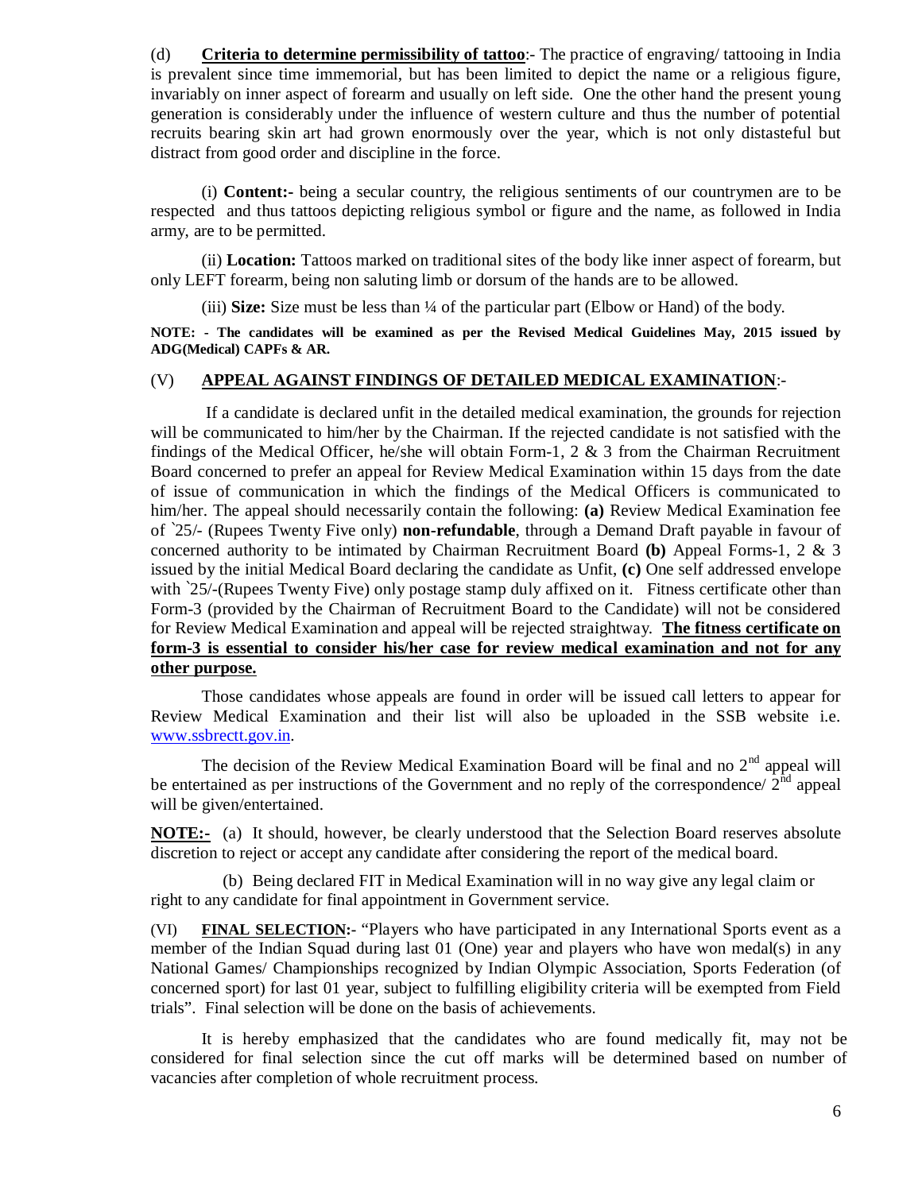(d) **Criteria to determine permissibility of tattoo**:- The practice of engraving/ tattooing in India is prevalent since time immemorial, but has been limited to depict the name or a religious figure, invariably on inner aspect of forearm and usually on left side. One the other hand the present young generation is considerably under the influence of western culture and thus the number of potential recruits bearing skin art had grown enormously over the year, which is not only distasteful but distract from good order and discipline in the force.

(i) **Content:-** being a secular country, the religious sentiments of our countrymen are to be respected and thus tattoos depicting religious symbol or figure and the name, as followed in India army, are to be permitted.

(ii) **Location:** Tattoos marked on traditional sites of the body like inner aspect of forearm, but only LEFT forearm, being non saluting limb or dorsum of the hands are to be allowed.

(iii) **Size:** Size must be less than ¼ of the particular part (Elbow or Hand) of the body.

**NOTE: - The candidates will be examined as per the Revised Medical Guidelines May, 2015 issued by ADG(Medical) CAPFs & AR.**

## (V) APPEAL AGAINST FINDINGS OF DETAILED MEDICAL EXAMINATION:-

If a candidate is declared unfit in the detailed medical examination, the grounds for rejection will be communicated to him/her by the Chairman. If the rejected candidate is not satisfied with the findings of the Medical Officer, he/she will obtain Form-1, 2 & 3 from the Chairman Recruitment Board concerned to prefer an appeal for Review Medical Examination within 15 days from the date of issue of communication in which the findings of the Medical Officers is communicated to him/her. The appeal should necessarily contain the following: **(a)** Review Medical Examination fee of `25/- (Rupees Twenty Five only) **non-refundable**, through a Demand Draft payable in favour of concerned authority to be intimated by Chairman Recruitment Board **(b)** Appeal Forms-1, 2 & 3 issued by the initial Medical Board declaring the candidate as Unfit, **(c)** One self addressed envelope with `25/-(Rupees Twenty Five) only postage stamp duly affixed on it. Fitness certificate other than Form-3 (provided by the Chairman of Recruitment Board to the Candidate) will not be considered for Review Medical Examination and appeal will be rejected straightway. **The fitness certificate on form-3 is essential to consider his/her case for review medical examination and not for any other purpose.**

Those candidates whose appeals are found in order will be issued call letters to appear for Review Medical Examination and their list will also be uploaded in the SSB website i.e. www.ssbrectt.gov.in.

The decision of the Review Medical Examination Board will be final and no 2nd appeal will be entertained as per instructions of the Government and no reply of the correspondence/ 2nd appeal will be given/entertained.

**NOTE:-** (a) It should, however, be clearly understood that the Selection Board reserves absolute discretion to reject or accept any candidate after considering the report of the medical board.

(b) Being declared FIT in Medical Examination will in no way give any legal claim or right to any candidate for final appointment in Government service.

**(VI) FINAL SELECTION:-** "Players who have participated in any International Sports event as a member of the Indian Squad during last 01 (One) year and players who have won medal(s) in any National Games/ Championships recognized by Indian Olympic Association, Sports Federation (of concerned sport) for last 01 year, subject to fulfilling eligibility criteria will be exempted from Field trials". Final selection will be done on the basis of achievements.

It is hereby emphasized that the candidates who are found medically fit, may not be considered for final selection since the cut off marks will be determined based on number of vacancies after completion of whole recruitment process.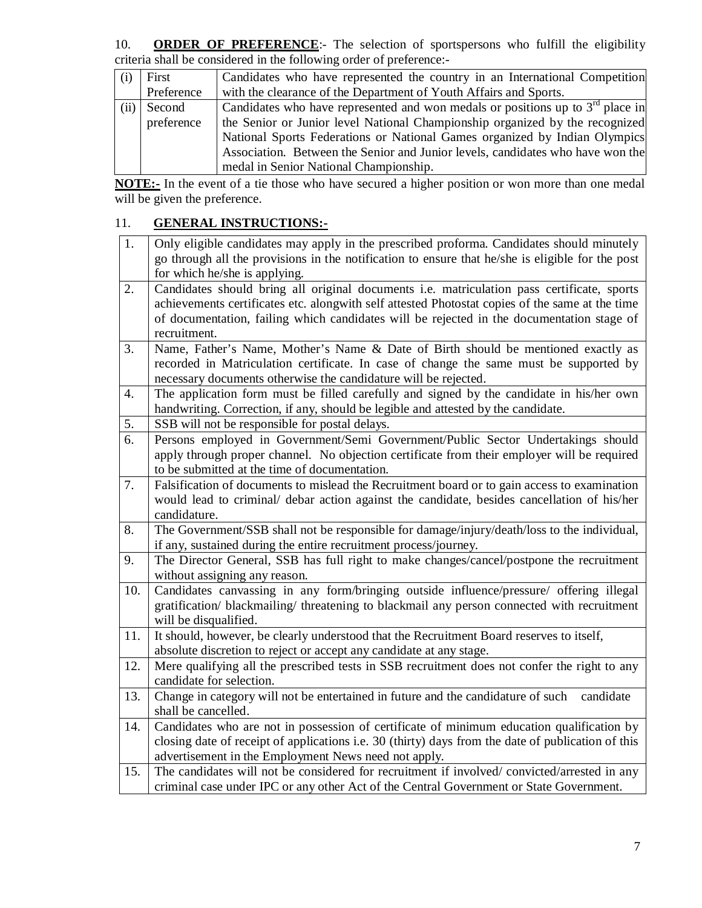10. **ORDER OF PREFERENCE**:- The selection of sportspersons who fulfill the eligibility criteria shall be considered in the following order of preference:-

| | | |
|---|---|---|
| (i) | First Preference | Candidates who have represented the country in an International Competition with the clearance of the Department of Youth Affairs and Sports. |
| (ii) | Second preference | Candidates who have represented and won medals or positions up to 3rd place in the Senior or Junior level National Championship organized by the recognized National Sports Federations or National Games organized by Indian Olympics Association. Between the Senior and Junior levels, candidates who have won the medal in Senior National Championship. |

**NOTE:-** In the event of a tie those who have secured a higher position or won more than one medal will be given the preference.

11. **GENERAL INSTRUCTIONS:-**

| | |
|---|---|
| 1. | Only eligible candidates may apply in the prescribed proforma. Candidates should minutely go through all the provisions in the notification to ensure that he/she is eligible for the post for which he/she is applying. |
| 2. | Candidates should bring all original documents i.e. matriculation pass certificate, sports achievements certificates etc. alongwith self attested Photostat copies of the same at the time of documentation, failing which candidates will be rejected in the documentation stage of recruitment. |
| 3. | Name, Father's Name, Mother's Name & Date of Birth should be mentioned exactly as recorded in Matriculation certificate. In case of change the same must be supported by necessary documents otherwise the candidature will be rejected. |
| 4. | The application form must be filled carefully and signed by the candidate in his/her own handwriting. Correction, if any, should be legible and attested by the candidate. |
| 5. | SSB will not be responsible for postal delays. |
| 6. | Persons employed in Government/Semi Government/Public Sector Undertakings should apply through proper channel. No objection certificate from their employer will be required to be submitted at the time of documentation. |
| 7. | Falsification of documents to mislead the Recruitment board or to gain access to examination would lead to criminal/ debar action against the candidate, besides cancellation of his/her candidature. |
| 8. | The Government/SSB shall not be responsible for damage/injury/death/loss to the individual, if any, sustained during the entire recruitment process/journey. |
| 9. | The Director General, SSB has full right to make changes/cancel/postpone the recruitment without assigning any reason. |
| 10. | Candidates canvassing in any form/bringing outside influence/pressure/ offering illegal gratification/ blackmailing/ threatening to blackmail any person connected with recruitment will be disqualified. |
| 11. | It should, however, be clearly understood that the Recruitment Board reserves to itself, absolute discretion to reject or accept any candidate at any stage. |
| 12. | Mere qualifying all the prescribed tests in SSB recruitment does not confer the right to any candidate for selection. |
| 13. | Change in category will not be entertained in future and the candidature of such candidate shall be cancelled. |
| 14. | Candidates who are not in possession of certificate of minimum education qualification by closing date of receipt of applications i.e. 30 (thirty) days from the date of publication of this advertisement in the Employment News need not apply. |
| 15. | The candidates will not be considered for recruitment if involved/ convicted/arrested in any criminal case under IPC or any other Act of the Central Government or State Government. |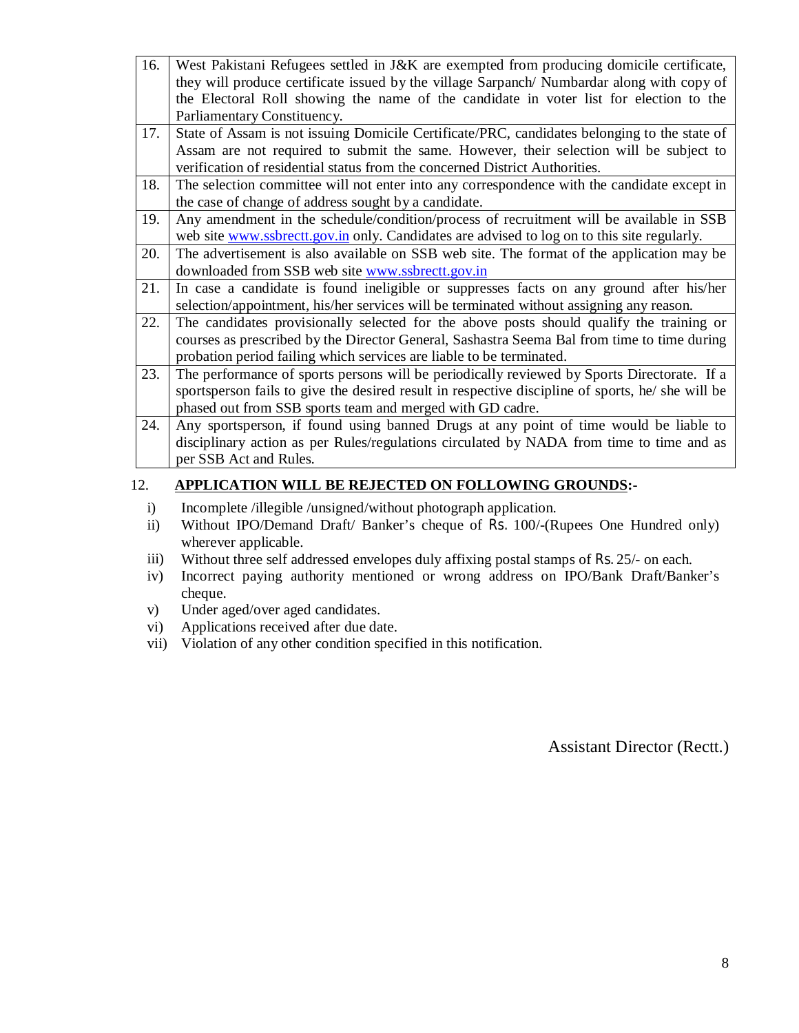| | |
|---|---|
| 16. | West Pakistani Refugees settled in J&K are exempted from producing domicile certificate, they will produce certificate issued by the village Sarpanch/ Numbardar along with copy of the Electoral Roll showing the name of the candidate in voter list for election to the Parliamentary Constituency. |
| 17. | State of Assam is not issuing Domicile Certificate/PRC, candidates belonging to the state of Assam are not required to submit the same. However, their selection will be subject to verification of residential status from the concerned District Authorities. |
| 18. | The selection committee will not enter into any correspondence with the candidate except in the case of change of address sought by a candidate. |
| 19. | Any amendment in the schedule/condition/process of recruitment will be available in SSB web site www.ssbrectt.gov.in only. Candidates are advised to log on to this site regularly. |
| 20. | The advertisement is also available on SSB web site. The format of the application may be downloaded from SSB web site www.ssbrectt.gov.in |
| 21. | In case a candidate is found ineligible or suppresses facts on any ground after his/her selection/appointment, his/her services will be terminated without assigning any reason. |
| 22. | The candidates provisionally selected for the above posts should qualify the training or courses as prescribed by the Director General, Sashastra Seema Bal from time to time during probation period failing which services are liable to be terminated. |
| 23. | The performance of sports persons will be periodically reviewed by Sports Directorate. If a sportsperson fails to give the desired result in respective discipline of sports, he/ she will be phased out from SSB sports team and merged with GD cadre. |
| 24. | Any sportsperson, if found using banned Drugs at any point of time would be liable to disciplinary action as per Rules/regulations circulated by NADA from time to time and as per SSB Act and Rules. |

12. **APPLICATION WILL BE REJECTED ON FOLLOWING GROUNDS:-**

i) Incomplete /illegible /unsigned/without photograph application.
ii) Without IPO/Demand Draft/ Banker's cheque of Rs. 100/-(Rupees One Hundred only) wherever applicable.
iii) Without three self addressed envelopes duly affixing postal stamps of Rs. 25/- on each.
iv) Incorrect paying authority mentioned or wrong address on IPO/Bank Draft/Banker's cheque.
v) Under aged/over aged candidates.
vi) Applications received after due date.
vii) Violation of any other condition specified in this notification.

Assistant Director (Rectt.)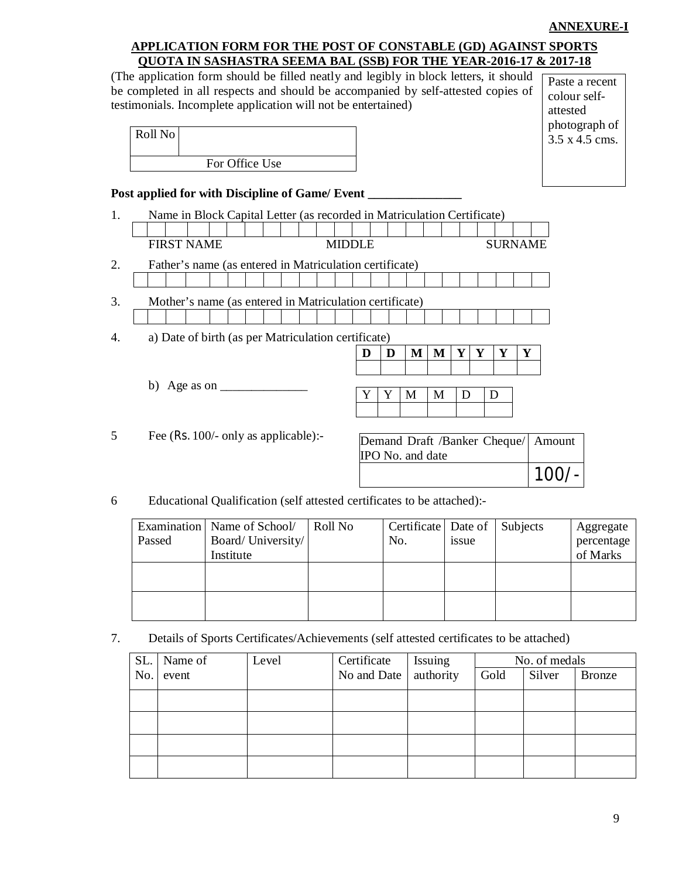**ANNEXURE-I**

## APPLICATION FORM FOR THE POST OF CONSTABLE (GD) AGAINST SPORTS QUOTA IN SASHASTRA SEEMA BAL (SSB) FOR THE YEAR-2016-17 & 2017-18

(The application form should be filled neatly and legibly in block letters, it should be completed in all respects and should be accompanied by self-attested copies of testimonials. Incomplete application will not be entertained)

| Paste a recent colour self-attested photograph of 3.5 x 4.5 cms. |
|---|

| Roll No | |
|---|---|
| For Office Use | |

**Post applied for with Discipline of Game/ Event _______________**

1. Name in Block Capital Letter (as recorded in Matriculation Certificate)

| | | | | | | | | | | | | | | | | | | | | | | | |
|---|---|---|---|---|---|---|---|---|---|---|---|---|---|---|---|---|---|---|---|---|---|---|---|

FIRST NAME MIDDLE SURNAME

2. Father's name (as entered in Matriculation certificate)

| | | | | | | | | | | | | | | | | | | | | | | |
|---|---|---|---|---|---|---|---|---|---|---|---|---|---|---|---|---|---|---|---|---|---|---|

3. Mother's name (as entered in Matriculation certificate)

| | | | | | | | | | | | | | | | | | | | | | | |
|---|---|---|---|---|---|---|---|---|---|---|---|---|---|---|---|---|---|---|---|---|---|---|

4. a) Date of birth (as per Matriculation certificate)

| D | D | M | M | Y | Y | Y | Y |
|---|---|---|---|---|---|---|---|
| | | | | | | | |

b) Age as on ______________

| Y | Y | M | M | D | D |
|---|---|---|---|---|---|
| | | | | | |

5 Fee (Rs. 100/- only as applicable):-

| Demand Draft /Banker Cheque/ IPO No. and date | Amount |
|---|---|
| | 100/- |

6 Educational Qualification (self attested certificates to be attached):-

| Examination Passed | Name of School/ Board/ University/ Institute | Roll No | Certificate No. | Date of issue | Subjects | Aggregate percentage of Marks |
|---|---|---|---|---|---|---|
| | | | | | | |
| | | | | | | |

7. Details of Sports Certificates/Achievements (self attested certificates to be attached)

| SL. No. | Name of event | Level | Certificate No and Date | Issuing authority | No. of medals | | |
|---|---|---|---|---|---|---|---|
| | | | | | Gold | Silver | Bronze |
| | | | | | | | |
| | | | | | | | |
| | | | | | | | |
| | | | | | | | |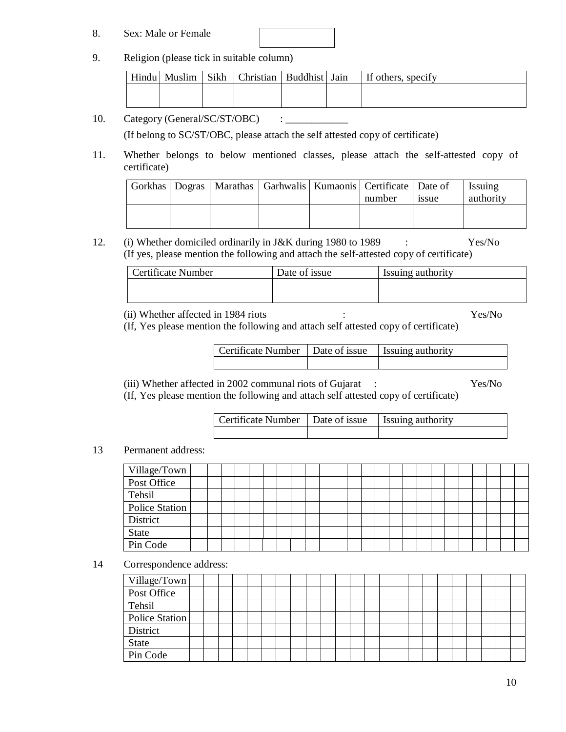8. Sex: Male or Female

|  |
|---|
|  |

9. Religion (please tick in suitable column)

| Hindu | Muslim | Sikh | Christian | Buddhist | Jain | If others, specify |
|---|---|---|---|---|---|---|
|  |  |  |  |  |  |  |

10. Category (General/SC/ST/OBC) : ____________

(If belong to SC/ST/OBC, please attach the self attested copy of certificate)

11. Whether belongs to below mentioned classes, please attach the self-attested copy of certificate)

| Gorkhas | Dogras | Marathas | Garhwalis | Kumaonis | Certificate number | Date of issue | Issuing authority |
|---|---|---|---|---|---|---|---|
|  |  |  |  |  |  |  |  |

12. (i) Whether domiciled ordinarily in J&K during 1980 to 1989 : Yes/No
(If yes, please mention the following and attach the self-attested copy of certificate)

| Certificate Number | Date of issue | Issuing authority |
|---|---|---|
|  |  |  |

(ii) Whether affected in 1984 riots : Yes/No
(If, Yes please mention the following and attach self attested copy of certificate)

| Certificate Number | Date of issue | Issuing authority |
|---|---|---|
|  |  |  |

(iii) Whether affected in 2002 communal riots of Gujarat : Yes/No
(If, Yes please mention the following and attach self attested copy of certificate)

| Certificate Number | Date of issue | Issuing authority |
|---|---|---|
|  |  |  |

13 Permanent address:

| | |
|---|---|
| Village/Town |  |
| Post Office |  |
| Tehsil |  |
| Police Station |  |
| District |  |
| State |  |
| Pin Code |  |

14 Correspondence address:

| | |
|---|---|
| Village/Town |  |
| Post Office |  |
| Tehsil |  |
| Police Station |  |
| District |  |
| State |  |
| Pin Code |  |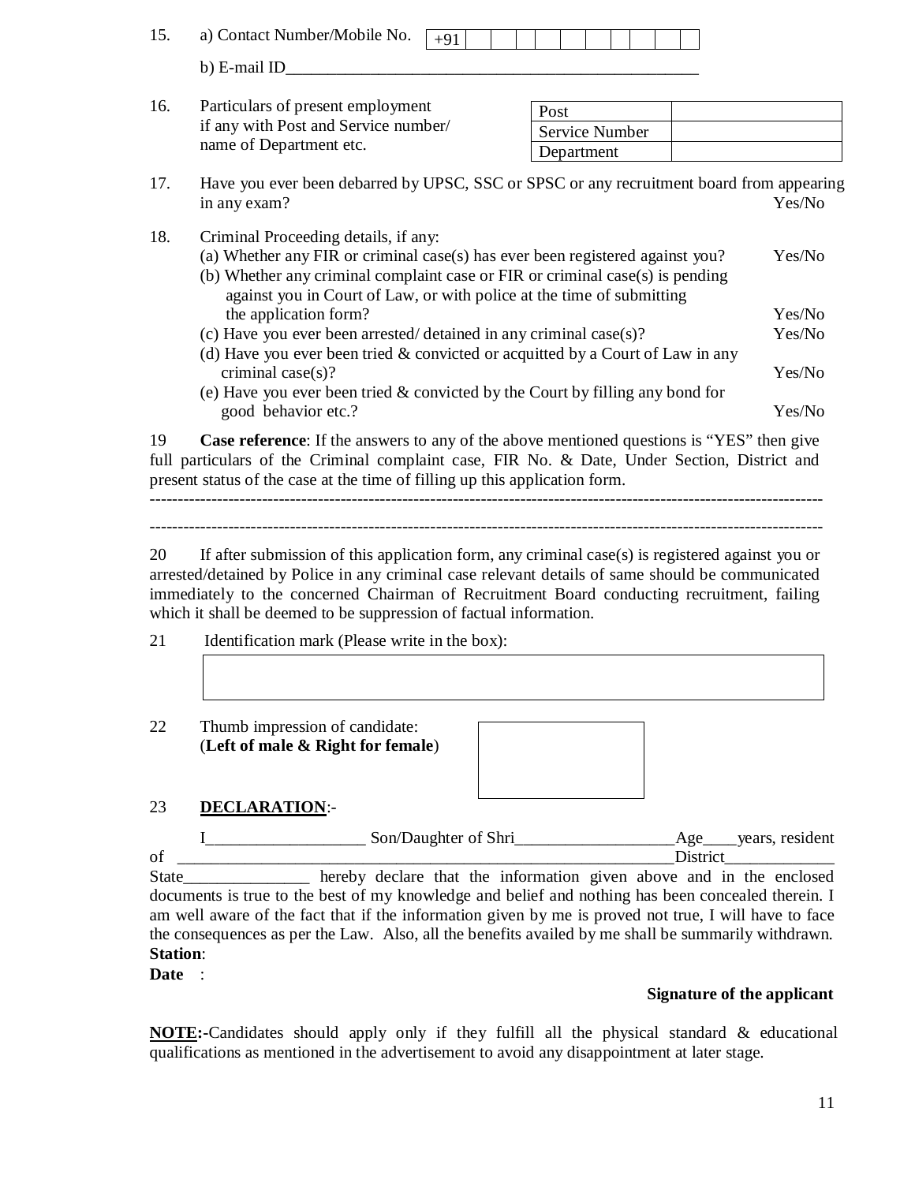15. a) Contact Number/Mobile No. | +91 | | | | | | | | | | |

    b) E-mail ID___________________________________________________

16. Particulars of present employment if any with Post and Service number/ name of Department etc.

| Post | |
|---|---|
| Service Number | |
| Department | |

17. Have you ever been debarred by UPSC, SSC or SPSC or any recruitment board from appearing in any exam? Yes/No

18. Criminal Proceeding details, if any:
    (a) Whether any FIR or criminal case(s) has ever been registered against you? Yes/No
    (b) Whether any criminal complaint case or FIR or criminal case(s) is pending against you in Court of Law, or with police at the time of submitting the application form? Yes/No
    (c) Have you ever been arrested/ detained in any criminal case(s)? Yes/No
    (d) Have you ever been tried & convicted or acquitted by a Court of Law in any criminal case(s)? Yes/No
    (e) Have you ever been tried & convicted by the Court by filling any bond for good behavior etc.? Yes/No

19 **Case reference**: If the answers to any of the above mentioned questions is "YES" then give full particulars of the Criminal complaint case, FIR No. & Date, Under Section, District and present status of the case at the time of filling up this application form.

------------------------------------------------------------------------------------------------------------------------

------------------------------------------------------------------------------------------------------------------------

20 If after submission of this application form, any criminal case(s) is registered against you or arrested/detained by Police in any criminal case relevant details of same should be communicated immediately to the concerned Chairman of Recruitment Board conducting recruitment, failing which it shall be deemed to be suppression of factual information.

21 Identification mark (Please write in the box):

| |
|---|
| |

22 Thumb impression of candidate:
(**Left of male & Right for female**)

| |
|---|
| |

23 **DECLARATION**:-

I__________________ Son/Daughter of Shri__________________Age____years, resident of ___________________________________________________________District_____________ State_______________ hereby declare that the information given above and in the enclosed documents is true to the best of my knowledge and belief and nothing has been concealed therein. I am well aware of the fact that if the information given by me is proved not true, I will have to face the consequences as per the Law. Also, all the benefits availed by me shall be summarily withdrawn.

**Station**:

**Date** :

**Signature of the applicant**

**NOTE:-**Candidates should apply only if they fulfill all the physical standard & educational qualifications as mentioned in the advertisement to avoid any disappointment at later stage.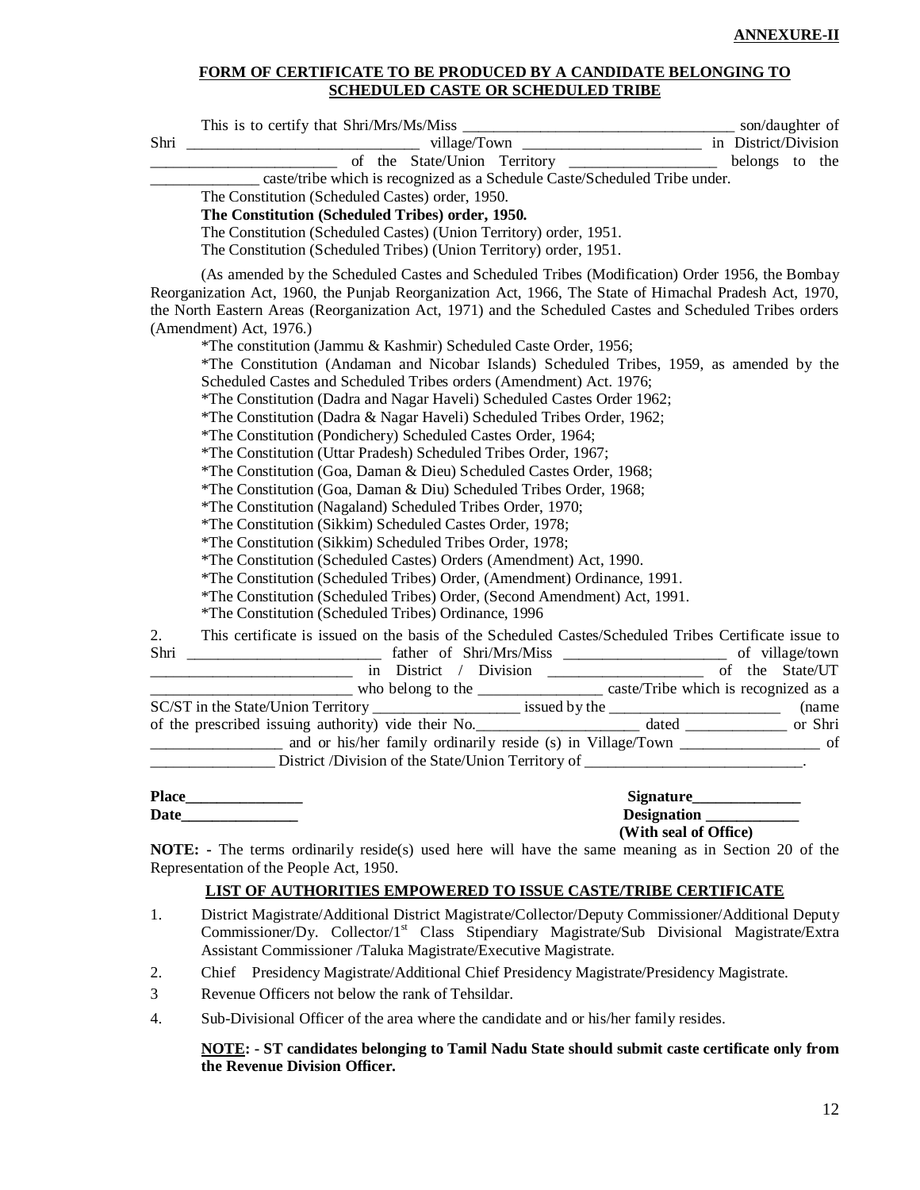**ANNEXURE-II**

**FORM OF CERTIFICATE TO BE PRODUCED BY A CANDIDATE BELONGING TO SCHEDULED CASTE OR SCHEDULED TRIBE**

This is to certify that Shri/Mrs/Ms/Miss ___________________________________ son/daughter of Shri _____________________________ village/Town _______________________ in District/Division _______________________ of the State/Union Territory ___________________ belongs to the ______________ caste/tribe which is recognized as a Schedule Caste/Scheduled Tribe under.

The Constitution (Scheduled Castes) order, 1950.

**The Constitution (Scheduled Tribes) order, 1950.**

The Constitution (Scheduled Castes) (Union Territory) order, 1951.

The Constitution (Scheduled Tribes) (Union Territory) order, 1951.

(As amended by the Scheduled Castes and Scheduled Tribes (Modification) Order 1956, the Bombay Reorganization Act, 1960, the Punjab Reorganization Act, 1966, The State of Himachal Pradesh Act, 1970, the North Eastern Areas (Reorganization Act, 1971) and the Scheduled Castes and Scheduled Tribes orders (Amendment) Act, 1976.)

*The constitution (Jammu & Kashmir) Scheduled Caste Order, 1956;

*The Constitution (Andaman and Nicobar Islands) Scheduled Tribes, 1959, as amended by the Scheduled Castes and Scheduled Tribes orders (Amendment) Act. 1976;

*The Constitution (Dadra and Nagar Haveli) Scheduled Castes Order 1962;

*The Constitution (Dadra & Nagar Haveli) Scheduled Tribes Order, 1962;

*The Constitution (Pondichery) Scheduled Castes Order, 1964;

*The Constitution (Uttar Pradesh) Scheduled Tribes Order, 1967;

*The Constitution (Goa, Daman & Dieu) Scheduled Castes Order, 1968;

*The Constitution (Goa, Daman & Diu) Scheduled Tribes Order, 1968;

*The Constitution (Nagaland) Scheduled Tribes Order, 1970;

*The Constitution (Sikkim) Scheduled Castes Order, 1978;

*The Constitution (Sikkim) Scheduled Tribes Order, 1978;

*The Constitution (Scheduled Castes) Orders (Amendment) Act, 1990.

*The Constitution (Scheduled Tribes) Order, (Amendment) Ordinance, 1991.

*The Constitution (Scheduled Tribes) Order, (Second Amendment) Act, 1991.

*The Constitution (Scheduled Tribes) Ordinance, 1996

2. This certificate is issued on the basis of the Scheduled Castes/Scheduled Tribes Certificate issue to Shri ________________________ father of Shri/Mrs/Miss ____________________ of village/town _________________________ in District / Division ____________________ of the State/UT __________________________ who belong to the ________________ caste/Tribe which is recognized as a SC/ST in the State/Union Territory __________________ issued by the ______________________ (name of the prescribed issuing authority) vide their No._____________________ dated _____________ or Shri ________________ and or his/her family ordinarily reside (s) in Village/Town __________________ of ________________ District /Division of the State/Union Territory of ____________________________.

**Place_______________** **Signature______________**

**Date_______________** **Designation ____________**

**(With seal of Office)**

**NOTE: -** The terms ordinarily reside(s) used here will have the same meaning as in Section 20 of the Representation of the People Act, 1950.

**LIST OF AUTHORITIES EMPOWERED TO ISSUE CASTE/TRIBE CERTIFICATE**

1. District Magistrate/Additional District Magistrate/Collector/Deputy Commissioner/Additional Deputy Commissioner/Dy. Collector/1st Class Stipendiary Magistrate/Sub Divisional Magistrate/Extra Assistant Commissioner /Taluka Magistrate/Executive Magistrate.
2. Chief Presidency Magistrate/Additional Chief Presidency Magistrate/Presidency Magistrate.
3. Revenue Officers not below the rank of Tehsildar.
4. Sub-Divisional Officer of the area where the candidate and or his/her family resides.

**NOTE: - ST candidates belonging to Tamil Nadu State should submit caste certificate only from the Revenue Division Officer.**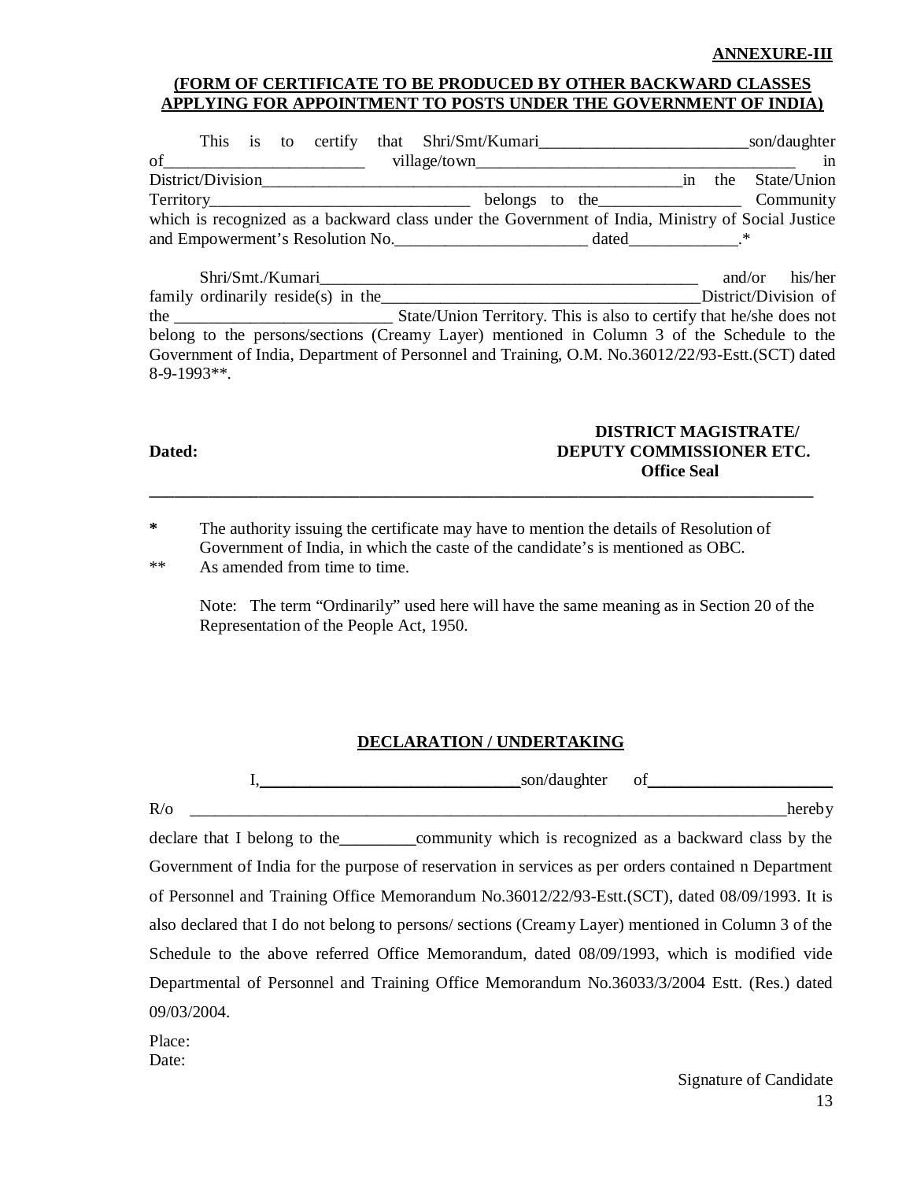**ANNEXURE-III**

**(FORM OF CERTIFICATE TO BE PRODUCED BY OTHER BACKWARD CLASSES APPLYING FOR APPOINTMENT TO POSTS UNDER THE GOVERNMENT OF INDIA)**

This is to certify that Shri/Smt/Kumari_________________________son/daughter of_______________________ village/town_______________________________________ in District/Division___________________________________________________in the State/Union Territory______________________________ belongs to the________________ Community which is recognized as a backward class under the Government of India, Ministry of Social Justice and Empowerment's Resolution No.______________________ dated_____________.*

Shri/Smt./Kumari______________________________________________ and/or his/her family ordinarily reside(s) in the______________________________________District/Division of the _________________________ State/Union Territory. This is also to certify that he/she does not belong to the persons/sections (Creamy Layer) mentioned in Column 3 of the Schedule to the Government of India, Department of Personnel and Training, O.M. No.36012/22/93-Estt.(SCT) dated 8-9-1993**.

**Dated:**

**DISTRICT MAGISTRATE/**
**DEPUTY COMMISSIONER ETC.**
**Office Seal**

---

**\*** The authority issuing the certificate may have to mention the details of Resolution of Government of India, in which the caste of the candidate's is mentioned as OBC.

** As amended from time to time.

Note: The term "Ordinarily" used here will have the same meaning as in Section 20 of the Representation of the People Act, 1950.

**DECLARATION / UNDERTAKING**

I,______________________________son/daughter of_____________________

R/o ______________________________________________________________________hereby declare that I belong to the_________community which is recognized as a backward class by the Government of India for the purpose of reservation in services as per orders contained n Department of Personnel and Training Office Memorandum No.36012/22/93-Estt.(SCT), dated 08/09/1993. It is also declared that I do not belong to persons/ sections (Creamy Layer) mentioned in Column 3 of the Schedule to the above referred Office Memorandum, dated 08/09/1993, which is modified vide Departmental of Personnel and Training Office Memorandum No.36033/3/2004 Estt. (Res.) dated 09/03/2004.

Place:
Date:

Signature of Candidate